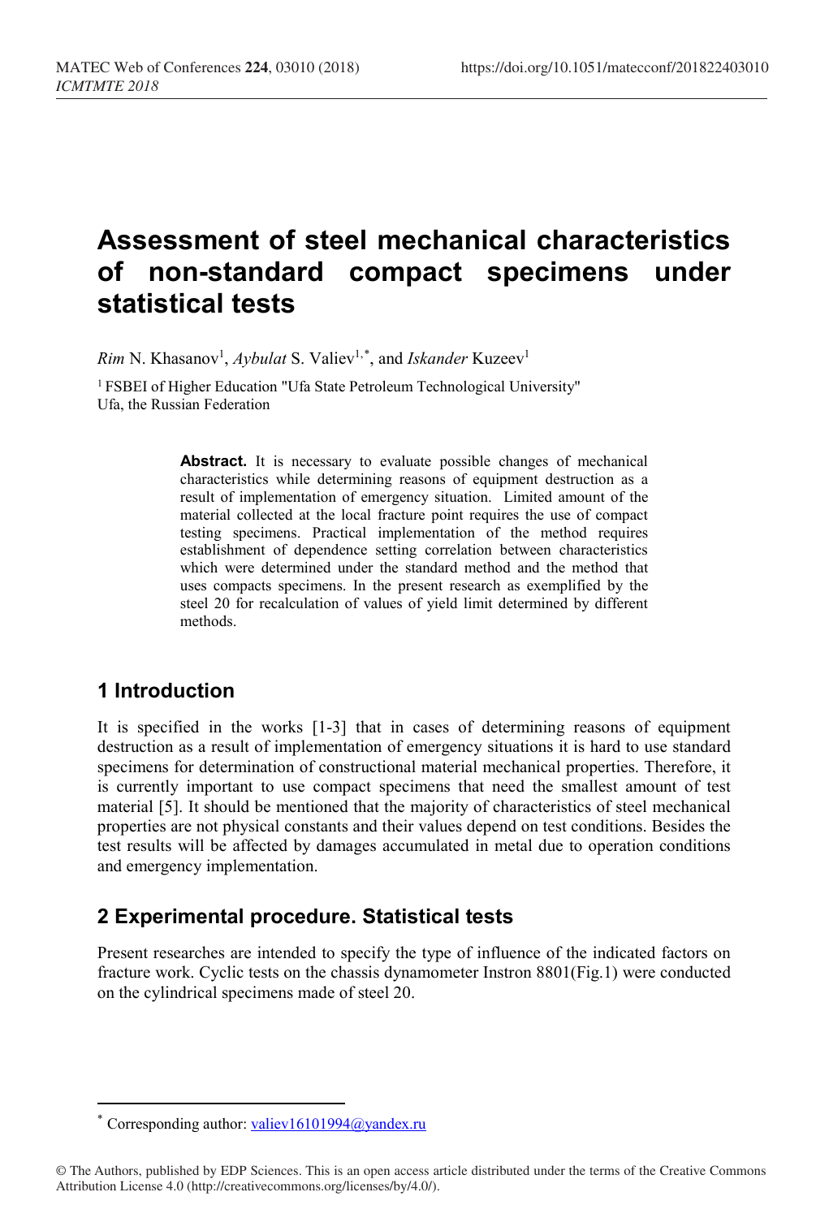# Assessment of steel mechanical characteristics of non-standard compact specimens under statistical tests

*Rim* N. Khasanov[1], *Aybulat* S. Valiev[1,*], and *Iskander* Kuzeev[1]

[1] FSBEI of Higher Education "Ufa State Petroleum Technological University" Ufa, the Russian Federation

**Abstract.** It is necessary to evaluate possible changes of mechanical characteristics while determining reasons of equipment destruction as a result of implementation of emergency situation. Limited amount of the material collected at the local fracture point requires the use of compact testing specimens. Practical implementation of the method requires establishment of dependence setting correlation between characteristics which were determined under the standard method and the method that uses compacts specimens. In the present research as exemplified by the steel 20 for recalculation of values of yield limit determined by different methods.

## 1 Introduction

It is specified in the works [1-3] that in cases of determining reasons of equipment destruction as a result of implementation of emergency situations it is hard to use standard specimens for determination of constructional material mechanical properties. Therefore, it is currently important to use compact specimens that need the smallest amount of test material [5]. It should be mentioned that the majority of characteristics of steel mechanical properties are not physical constants and their values depend on test conditions. Besides the test results will be affected by damages accumulated in metal due to operation conditions and emergency implementation.

## 2 Experimental procedure. Statistical tests

Present researches are intended to specify the type of influence of the indicated factors on fracture work. Cyclic tests on the chassis dynamometer Instron 8801(Fig.1) were conducted on the cylindrical specimens made of steel 20.

* Corresponding author: valiev16101994@yandex.ru

© The Authors, published by EDP Sciences. This is an open access article distributed under the terms of the Creative Commons Attribution License 4.0 (http://creativecommons.org/licenses/by/4.0/).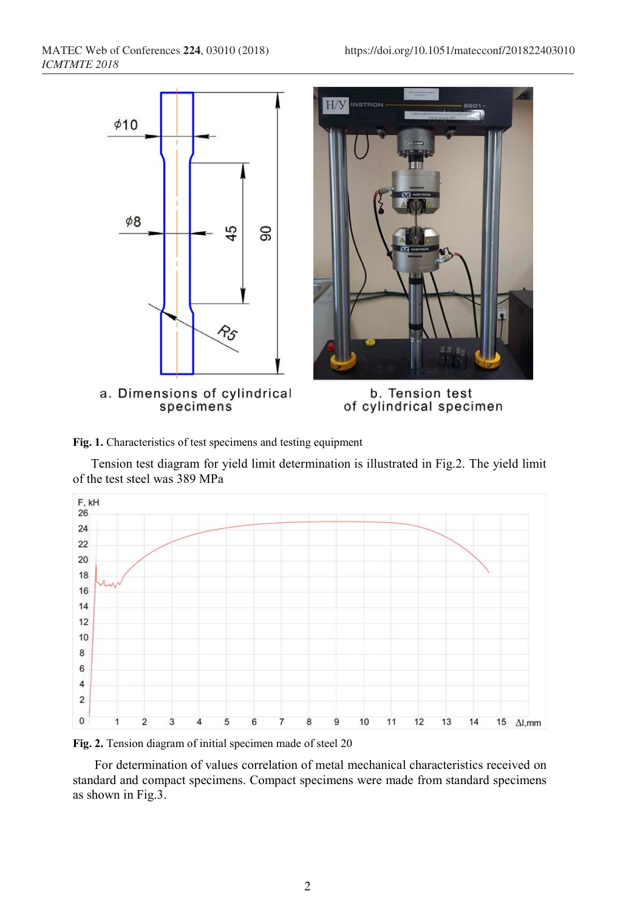a. Dimensions of cylindrical specimens

b. Tension test of cylindrical specimen

**Fig. 1.** Characteristics of test specimens and testing equipment

Tension test diagram for yield limit determination is illustrated in Fig.2. The yield limit of the test steel was 389 MPa

**Fig. 2.** Tension diagram of initial specimen made of steel 20

For determination of values correlation of metal mechanical characteristics received on standard and compact specimens. Compact specimens were made from standard specimens as shown in Fig.3.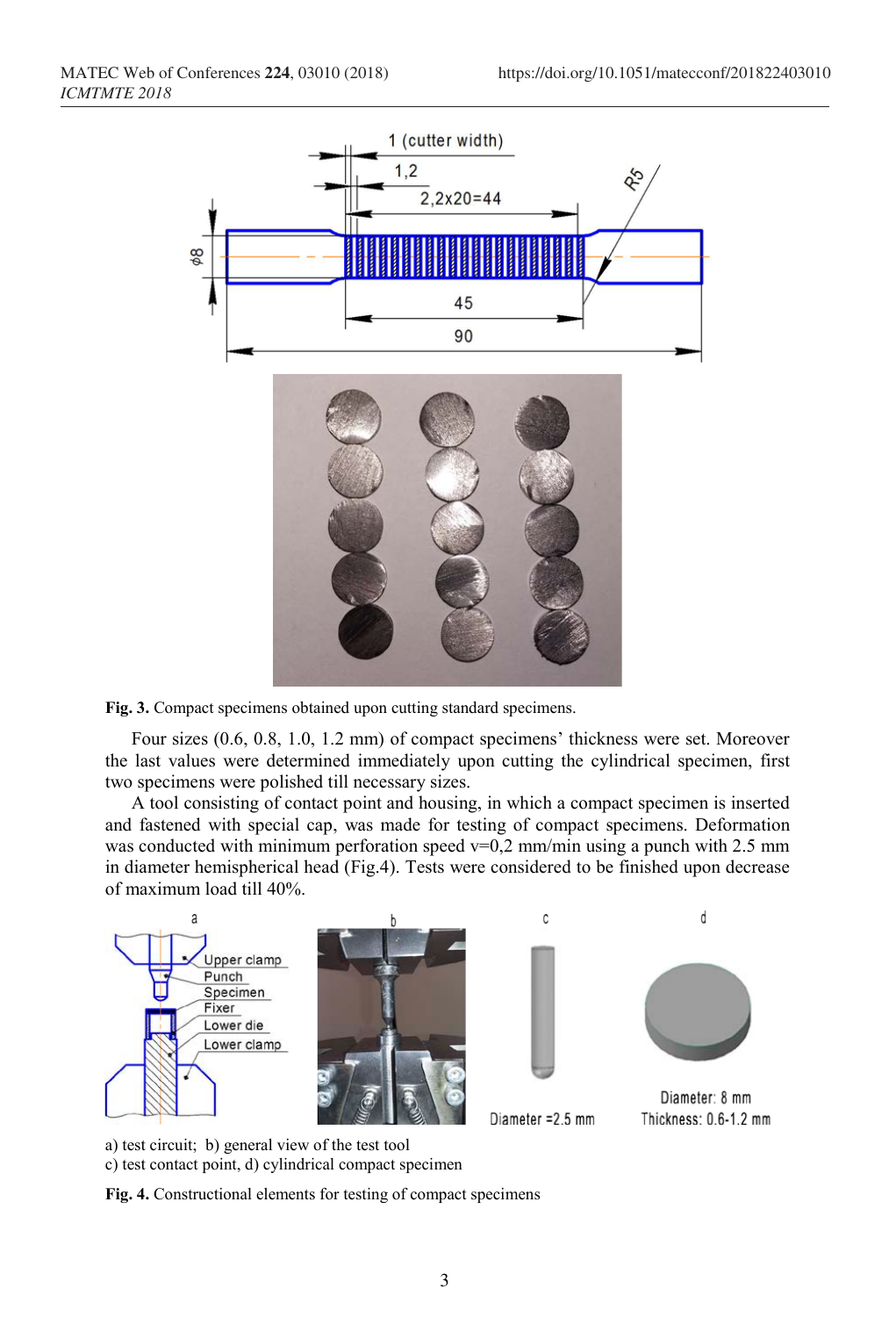Fig. 3. Compact specimens obtained upon cutting standard specimens.

Four sizes (0.6, 0.8, 1.0, 1.2 mm) of compact specimens' thickness were set. Moreover the last values were determined immediately upon cutting the cylindrical specimen, first two specimens were polished till necessary sizes.

A tool consisting of contact point and housing, in which a compact specimen is inserted and fastened with special cap, was made for testing of compact specimens. Deformation was conducted with minimum perforation speed v=0,2 mm/min using a punch with 2.5 mm in diameter hemispherical head (Fig.4). Tests were considered to be finished upon decrease of maximum load till 40%.

a) test circuit; b) general view of the test tool
c) test contact point, d) cylindrical compact specimen

Fig. 4. Constructional elements for testing of compact specimens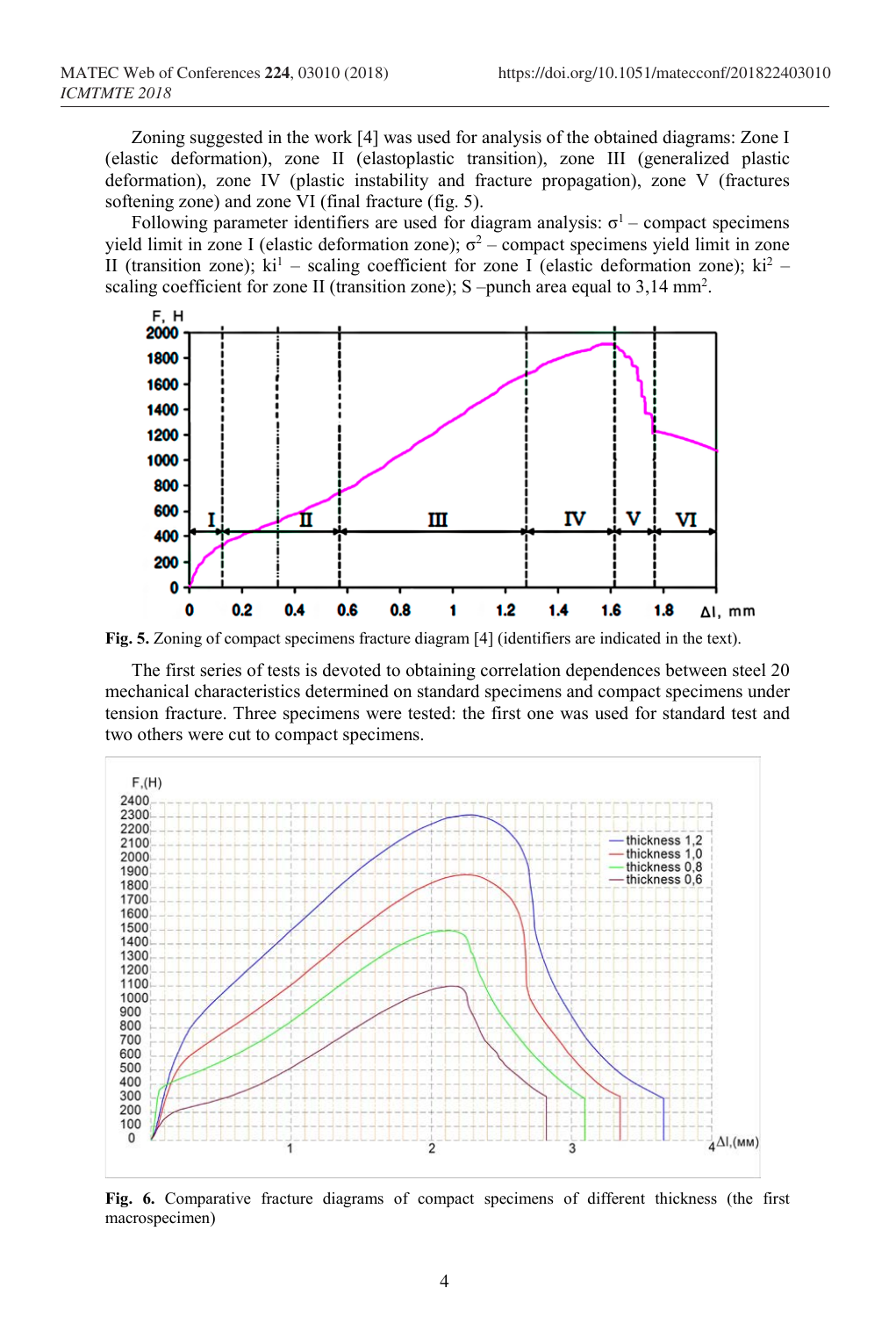Zoning suggested in the work [4] was used for analysis of the obtained diagrams: Zone I (elastic deformation), zone II (elastoplastic transition), zone III (generalized plastic deformation), zone IV (plastic instability and fracture propagation), zone V (fractures softening zone) and zone VI (final fracture (fig. 5).

Following parameter identifiers are used for diagram analysis: $\sigma^1$ – compact specimens yield limit in zone I (elastic deformation zone); $\sigma^2$ – compact specimens yield limit in zone II (transition zone); $ki^1$ – scaling coefficient for zone I (elastic deformation zone); $ki^2$ – scaling coefficient for zone II (transition zone); S –punch area equal to 3,14 mm$^2$.

**Fig. 5.** Zoning of compact specimens fracture diagram [4] (identifiers are indicated in the text).

The first series of tests is devoted to obtaining correlation dependences between steel 20 mechanical characteristics determined on standard specimens and compact specimens under tension fracture. Three specimens were tested: the first one was used for standard test and two others were cut to compact specimens.

**Fig. 6.** Comparative fracture diagrams of compact specimens of different thickness (the first macrospecimen)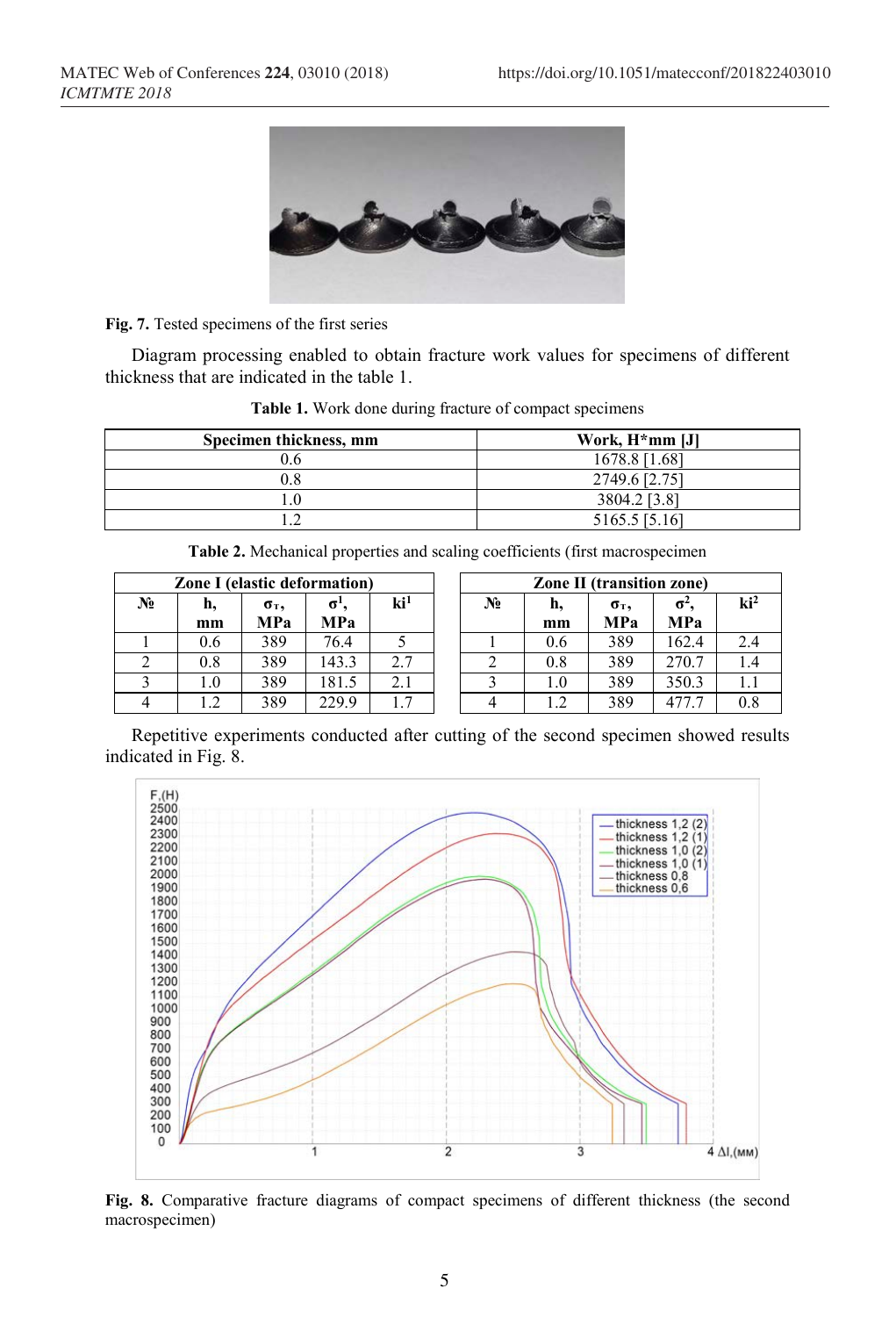Fig. 7. Tested specimens of the first series

Diagram processing enabled to obtain fracture work values for specimens of different thickness that are indicated in the table 1.

**Table 1.** Work done during fracture of compact specimens

| Specimen thickness, mm | Work, H*mm [J] |
|---|---|
| 0.6 | 1678.8 [1.68] |
| 0.8 | 2749.6 [2.75] |
| 1.0 | 3804.2 [3.8] |
| 1.2 | 5165.5 [5.16] |

**Table 2.** Mechanical properties and scaling coefficients (first macrospecimen

| Zone I (elastic deformation) | | | | |
|---|---|---|---|---|
| № | h, mm | $\sigma_т$, MPa | $\sigma^1$, MPa | $ki^1$ |
| 1 | 0.6 | 389 | 76.4 | 5 |
| 2 | 0.8 | 389 | 143.3 | 2.7 |
| 3 | 1.0 | 389 | 181.5 | 2.1 |
| 4 | 1.2 | 389 | 229.9 | 1.7 |

| Zone II (transition zone) | | | | |
|---|---|---|---|---|
| № | h, mm | $\sigma_т$, MPa | $\sigma^2$, MPa | $ki^2$ |
| 1 | 0.6 | 389 | 162.4 | 2.4 |
| 2 | 0.8 | 389 | 270.7 | 1.4 |
| 3 | 1.0 | 389 | 350.3 | 1.1 |
| 4 | 1.2 | 389 | 477.7 | 0.8 |

Repetitive experiments conducted after cutting of the second specimen showed results indicated in Fig. 8.

**Fig. 8.** Comparative fracture diagrams of compact specimens of different thickness (the second macrospecimen)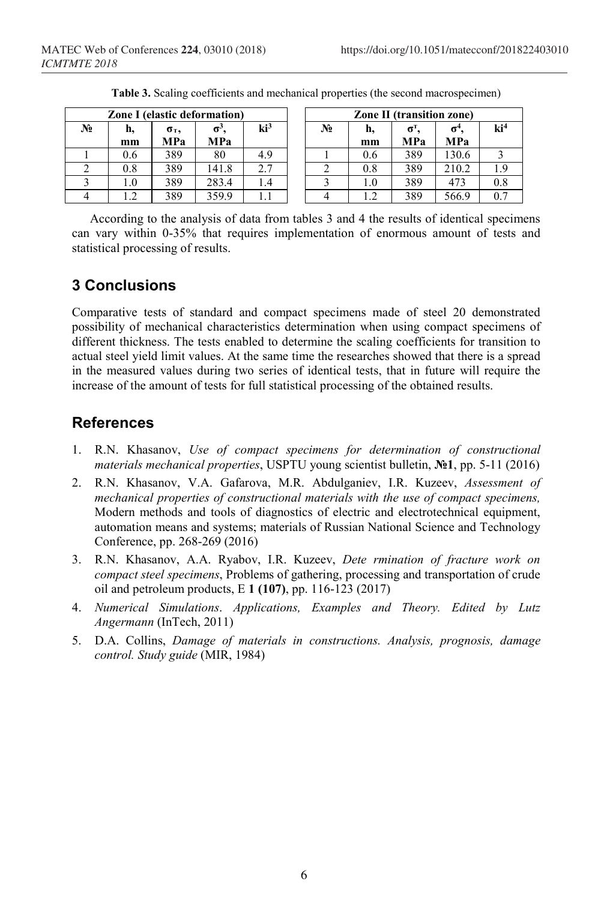**Table 3.** Scaling coefficients and mechanical properties (the second macrospecimen)

| Zone I (elastic deformation) | | | | | Zone II (transition zone) | | | | |
|---|---|---|---|---|---|---|---|---|---|
| № | h, mm | $\sigma_T$, MPa | $\sigma^3$, MPa | $ki^3$ | № | h, mm | $\sigma^T$, MPa | $\sigma^4$, MPa | $ki^4$ |
| 1 | 0.6 | 389 | 80 | 4.9 | 1 | 0.6 | 389 | 130.6 | 3 |
| 2 | 0.8 | 389 | 141.8 | 2.7 | 2 | 0.8 | 389 | 210.2 | 1.9 |
| 3 | 1.0 | 389 | 283.4 | 1.4 | 3 | 1.0 | 389 | 473 | 0.8 |
| 4 | 1.2 | 389 | 359.9 | 1.1 | 4 | 1.2 | 389 | 566.9 | 0.7 |

According to the analysis of data from tables 3 and 4 the results of identical specimens can vary within 0-35% that requires implementation of enormous amount of tests and statistical processing of results.

## 3 Conclusions

Comparative tests of standard and compact specimens made of steel 20 demonstrated possibility of mechanical characteristics determination when using compact specimens of different thickness. The tests enabled to determine the scaling coefficients for transition to actual steel yield limit values. At the same time the researches showed that there is a spread in the measured values during two series of identical tests, that in future will require the increase of the amount of tests for full statistical processing of the obtained results.

## References

1. R.N. Khasanov, *Use of compact specimens for determination of constructional materials mechanical properties*, USPTU young scientist bulletin, **№1**, pp. 5-11 (2016)
2. R.N. Khasanov, V.A. Gafarova, M.R. Abdulganiev, I.R. Kuzeev, *Assessment of mechanical properties of constructional materials with the use of compact specimens,* Modern methods and tools of diagnostics of electric and electrotechnical equipment, automation means and systems; materials of Russian National Science and Technology Conference, pp. 268-269 (2016)
3. R.N. Khasanov, A.A. Ryabov, I.R. Kuzeev, *Dete rmination of fracture work on compact steel specimens*, Problems of gathering, processing and transportation of crude oil and petroleum products, E **1 (107)**, pp. 116-123 (2017)
4. *Numerical Simulations*. *Applications, Examples and Theory. Edited by Lutz Angermann* (InTech, 2011)
5. D.A. Collins, *Damage of materials in constructions. Analysis, prognosis, damage control. Study guide* (MIR, 1984)